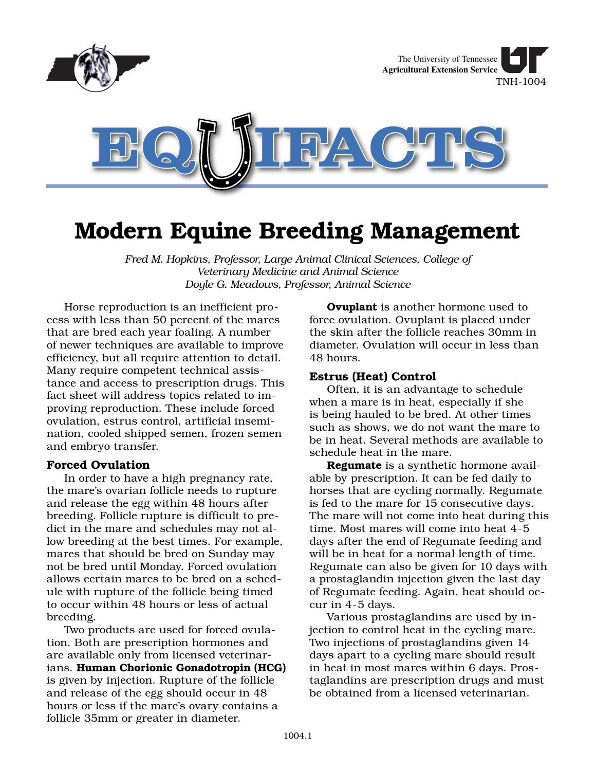The University of Tennessee
**Agricultural Extension Service**
TNH-1004

# EQUIFACTS

# Modern Equine Breeding Management

*Fred M. Hopkins, Professor, Large Animal Clinical Sciences, College of Veterinary Medicine and Animal Science*
*Doyle G. Meadows, Professor, Animal Science*

Horse reproduction is an inefficient process with less than 50 percent of the mares that are bred each year foaling. A number of newer techniques are available to improve efficiency, but all require attention to detail. Many require competent technical assistance and access to prescription drugs. This fact sheet will address topics related to improving reproduction. These include forced ovulation, estrus control, artificial insemination, cooled shipped semen, frozen semen and embryo transfer.

## Forced Ovulation

In order to have a high pregnancy rate, the mare's ovarian follicle needs to rupture and release the egg within 48 hours after breeding. Follicle rupture is difficult to predict in the mare and schedules may not allow breeding at the best times. For example, mares that should be bred on Sunday may not be bred until Monday. Forced ovulation allows certain mares to be bred on a schedule with rupture of the follicle being timed to occur within 48 hours or less of actual breeding.

Two products are used for forced ovulation. Both are prescription hormones and are available only from licensed veterinarians. **Human Chorionic Gonadotropin (HCG)** is given by injection. Rupture of the follicle and release of the egg should occur in 48 hours or less if the mare's ovary contains a follicle 35mm or greater in diameter.

**Ovuplant** is another hormone used to force ovulation. Ovuplant is placed under the skin after the follicle reaches 30mm in diameter. Ovulation will occur in less than 48 hours.

## Estrus (Heat) Control

Often, it is an advantage to schedule when a mare is in heat, especially if she is being hauled to be bred. At other times such as shows, we do not want the mare to be in heat. Several methods are available to schedule heat in the mare.

**Regumate** is a synthetic hormone available by prescription. It can be fed daily to horses that are cycling normally. Regumate is fed to the mare for 15 consecutive days. The mare will not come into heat during this time. Most mares will come into heat 4-5 days after the end of Regumate feeding and will be in heat for a normal length of time. Regumate can also be given for 10 days with a prostaglandin injection given the last day of Regumate feeding. Again, heat should occur in 4-5 days.

Various prostaglandins are used by injection to control heat in the cycling mare. Two injections of prostaglandins given 14 days apart to a cycling mare should result in heat in most mares within 6 days. Prostaglandins are prescription drugs and must be obtained from a licensed veterinarian.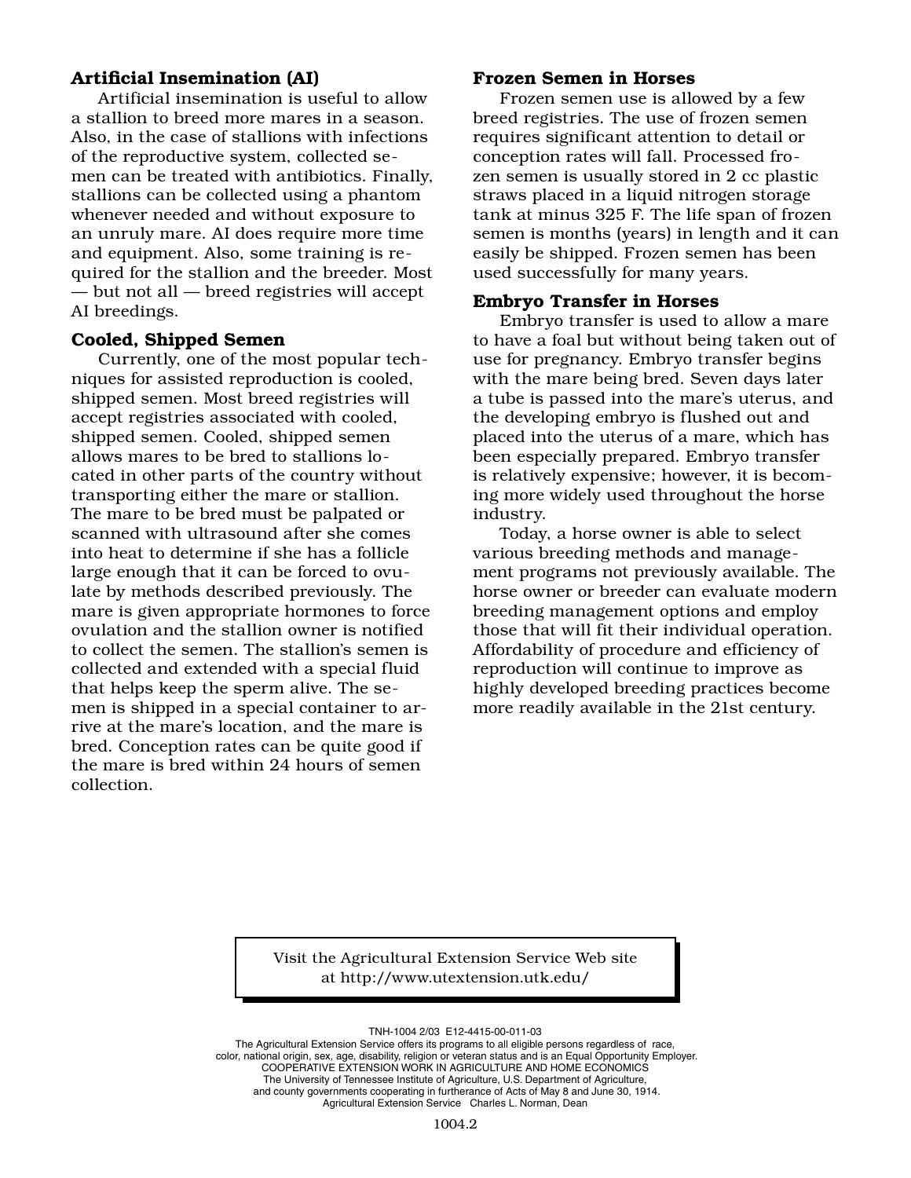### Artificial Insemination (AI)

Artificial insemination is useful to allow a stallion to breed more mares in a season. Also, in the case of stallions with infections of the reproductive system, collected semen can be treated with antibiotics. Finally, stallions can be collected using a phantom whenever needed and without exposure to an unruly mare. AI does require more time and equipment. Also, some training is required for the stallion and the breeder. Most — but not all — breed registries will accept AI breedings.

### Cooled, Shipped Semen

Currently, one of the most popular techniques for assisted reproduction is cooled, shipped semen. Most breed registries will accept registries associated with cooled, shipped semen. Cooled, shipped semen allows mares to be bred to stallions located in other parts of the country without transporting either the mare or stallion. The mare to be bred must be palpated or scanned with ultrasound after she comes into heat to determine if she has a follicle large enough that it can be forced to ovulate by methods described previously. The mare is given appropriate hormones to force ovulation and the stallion owner is notified to collect the semen. The stallion's semen is collected and extended with a special fluid that helps keep the sperm alive. The semen is shipped in a special container to arrive at the mare's location, and the mare is bred. Conception rates can be quite good if the mare is bred within 24 hours of semen collection.

### Frozen Semen in Horses

Frozen semen use is allowed by a few breed registries. The use of frozen semen requires significant attention to detail or conception rates will fall. Processed frozen semen is usually stored in 2 cc plastic straws placed in a liquid nitrogen storage tank at minus 325 F. The life span of frozen semen is months (years) in length and it can easily be shipped. Frozen semen has been used successfully for many years.

### Embryo Transfer in Horses

Embryo transfer is used to allow a mare to have a foal but without being taken out of use for pregnancy. Embryo transfer begins with the mare being bred. Seven days later a tube is passed into the mare's uterus, and the developing embryo is flushed out and placed into the uterus of a mare, which has been especially prepared. Embryo transfer is relatively expensive; however, it is becoming more widely used throughout the horse industry.

Today, a horse owner is able to select various breeding methods and management programs not previously available. The horse owner or breeder can evaluate modern breeding management options and employ those that will fit their individual operation. Affordability of procedure and efficiency of reproduction will continue to improve as highly developed breeding practices become more readily available in the 21st century.

Visit the Agricultural Extension Service Web site at http://www.utextension.utk.edu/

TNH-1004 2/03 E12-4415-00-011-03

The Agricultural Extension Service offers its programs to all eligible persons regardless of race, color, national origin, sex, age, disability, religion or veteran status and is an Equal Opportunity Employer.

COOPERATIVE EXTENSION WORK IN AGRICULTURE AND HOME ECONOMICS

The University of Tennessee Institute of Agriculture, U.S. Department of Agriculture, and county governments cooperating in furtherance of Acts of May 8 and June 30, 1914.

Agricultural Extension Service Charles L. Norman, Dean